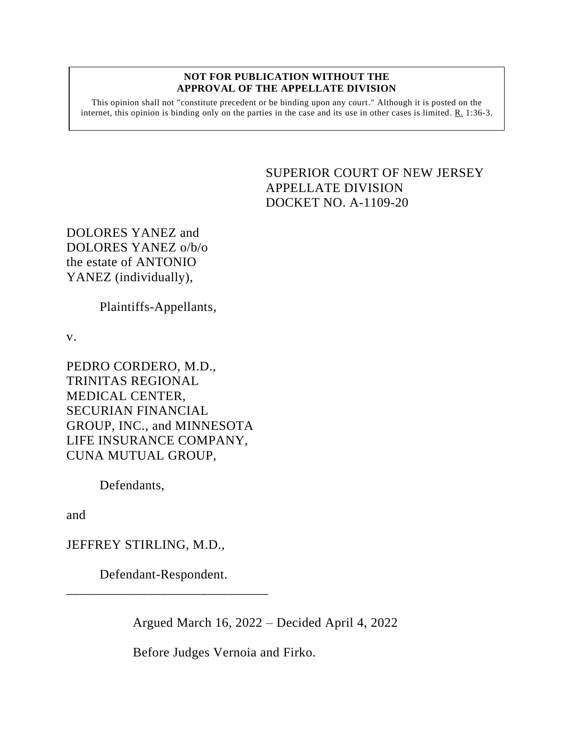**NOT FOR PUBLICATION WITHOUT THE APPROVAL OF THE APPELLATE DIVISION**

This opinion shall not "constitute precedent or be binding upon any court." Although it is posted on the internet, this opinion is binding only on the parties in the case and its use in other cases is limited. R. 1:36-3.

SUPERIOR COURT OF NEW JERSEY
APPELLATE DIVISION
DOCKET NO. A-1109-20

DOLORES YANEZ and DOLORES YANEZ o/b/o the estate of ANTONIO YANEZ (individually),

Plaintiffs-Appellants,

v.

PEDRO CORDERO, M.D., TRINITAS REGIONAL MEDICAL CENTER, SECURIAN FINANCIAL GROUP, INC., and MINNESOTA LIFE INSURANCE COMPANY, CUNA MUTUAL GROUP,

Defendants,

and

JEFFREY STIRLING, M.D.,

Defendant-Respondent.

---

Argued March 16, 2022 – Decided April 4, 2022

Before Judges Vernoia and Firko.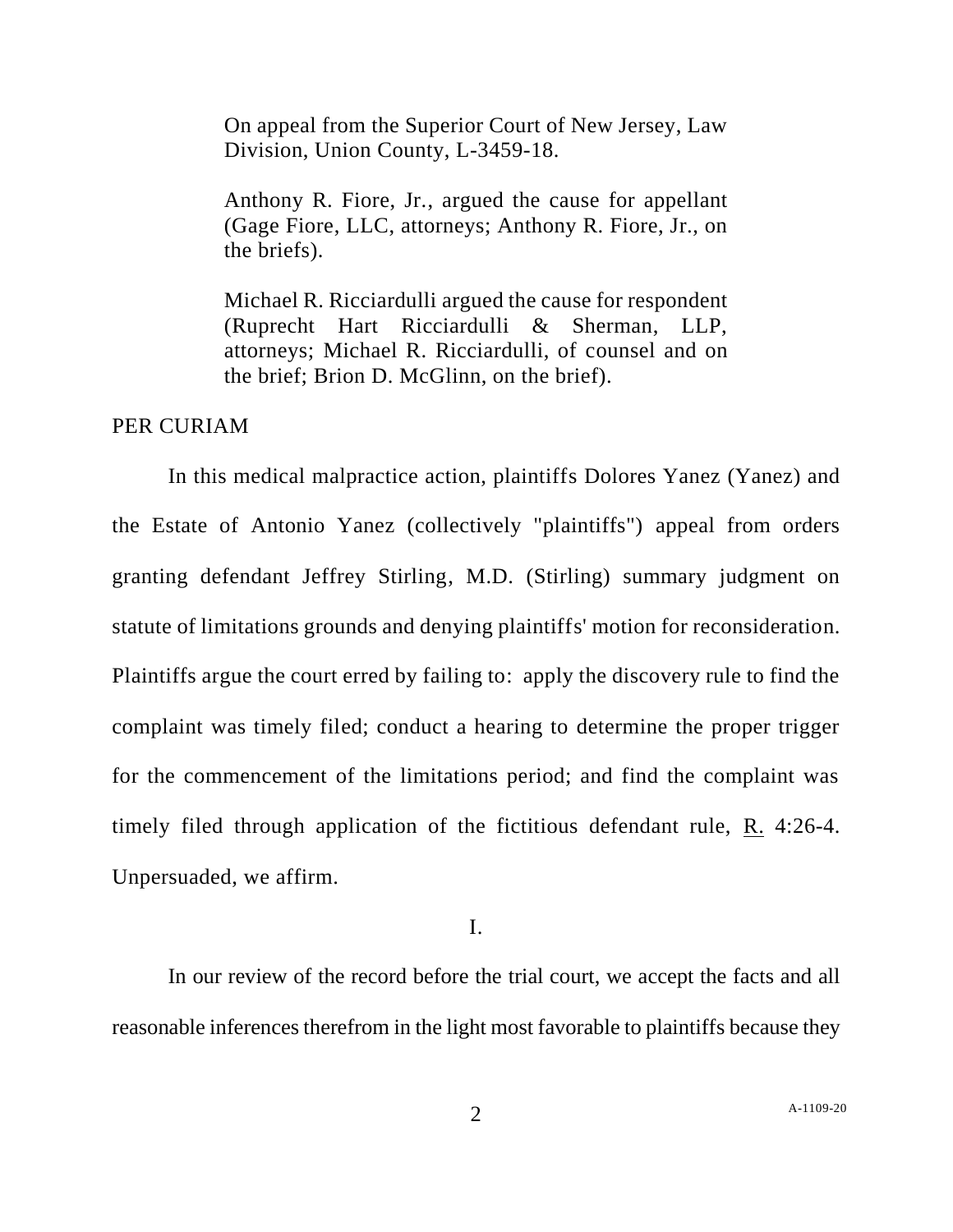On appeal from the Superior Court of New Jersey, Law Division, Union County, L-3459-18.

Anthony R. Fiore, Jr., argued the cause for appellant (Gage Fiore, LLC, attorneys; Anthony R. Fiore, Jr., on the briefs).

Michael R. Ricciardulli argued the cause for respondent (Ruprecht Hart Ricciardulli & Sherman, LLP, attorneys; Michael R. Ricciardulli, of counsel and on the brief; Brion D. McGlinn, on the brief).

PER CURIAM

In this medical malpractice action, plaintiffs Dolores Yanez (Yanez) and the Estate of Antonio Yanez (collectively "plaintiffs") appeal from orders granting defendant Jeffrey Stirling, M.D. (Stirling) summary judgment on statute of limitations grounds and denying plaintiffs' motion for reconsideration. Plaintiffs argue the court erred by failing to: apply the discovery rule to find the complaint was timely filed; conduct a hearing to determine the proper trigger for the commencement of the limitations period; and find the complaint was timely filed through application of the fictitious defendant rule, R. 4:26-4. Unpersuaded, we affirm.

## I.

In our review of the record before the trial court, we accept the facts and all reasonable inferences therefrom in the light most favorable to plaintiffs because they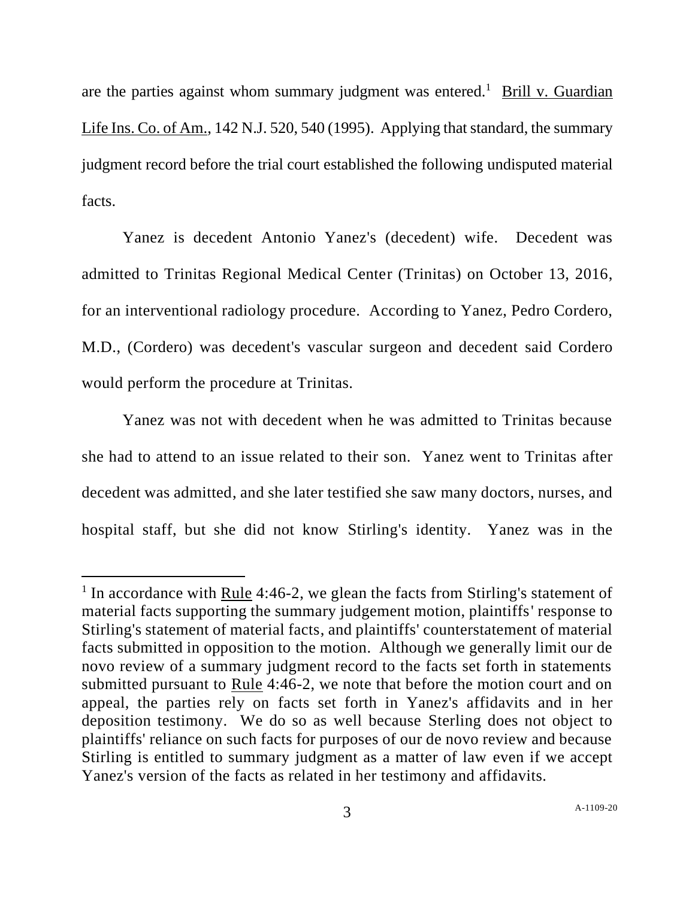are the parties against whom summary judgment was entered.[1] Brill v. Guardian Life Ins. Co. of Am., 142 N.J. 520, 540 (1995). Applying that standard, the summary judgment record before the trial court established the following undisputed material facts.

Yanez is decedent Antonio Yanez's (decedent) wife. Decedent was admitted to Trinitas Regional Medical Center (Trinitas) on October 13, 2016, for an interventional radiology procedure. According to Yanez, Pedro Cordero, M.D., (Cordero) was decedent's vascular surgeon and decedent said Cordero would perform the procedure at Trinitas.

Yanez was not with decedent when he was admitted to Trinitas because she had to attend to an issue related to their son. Yanez went to Trinitas after decedent was admitted, and she later testified she saw many doctors, nurses, and hospital staff, but she did not know Stirling's identity. Yanez was in the

---

[1] In accordance with Rule 4:46-2, we glean the facts from Stirling's statement of material facts supporting the summary judgement motion, plaintiffs' response to Stirling's statement of material facts, and plaintiffs' counterstatement of material facts submitted in opposition to the motion. Although we generally limit our de novo review of a summary judgment record to the facts set forth in statements submitted pursuant to Rule 4:46-2, we note that before the motion court and on appeal, the parties rely on facts set forth in Yanez's affidavits and in her deposition testimony. We do so as well because Sterling does not object to plaintiffs' reliance on such facts for purposes of our de novo review and because Stirling is entitled to summary judgment as a matter of law even if we accept Yanez's version of the facts as related in her testimony and affidavits.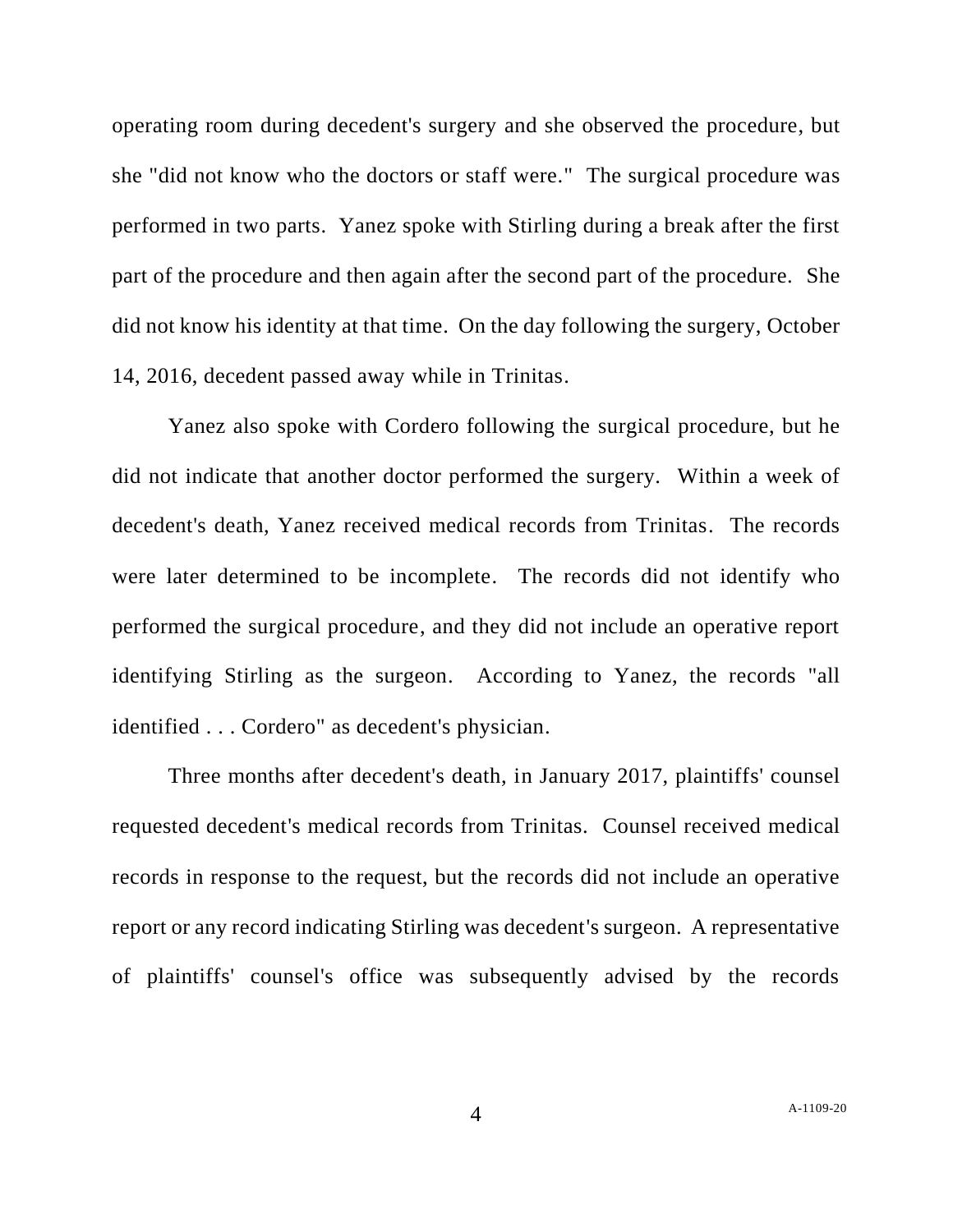operating room during decedent's surgery and she observed the procedure, but she "did not know who the doctors or staff were." The surgical procedure was performed in two parts. Yanez spoke with Stirling during a break after the first part of the procedure and then again after the second part of the procedure. She did not know his identity at that time. On the day following the surgery, October 14, 2016, decedent passed away while in Trinitas.

Yanez also spoke with Cordero following the surgical procedure, but he did not indicate that another doctor performed the surgery. Within a week of decedent's death, Yanez received medical records from Trinitas. The records were later determined to be incomplete. The records did not identify who performed the surgical procedure, and they did not include an operative report identifying Stirling as the surgeon. According to Yanez, the records "all identified . . . Cordero" as decedent's physician.

Three months after decedent's death, in January 2017, plaintiffs' counsel requested decedent's medical records from Trinitas. Counsel received medical records in response to the request, but the records did not include an operative report or any record indicating Stirling was decedent's surgeon. A representative of plaintiffs' counsel's office was subsequently advised by the records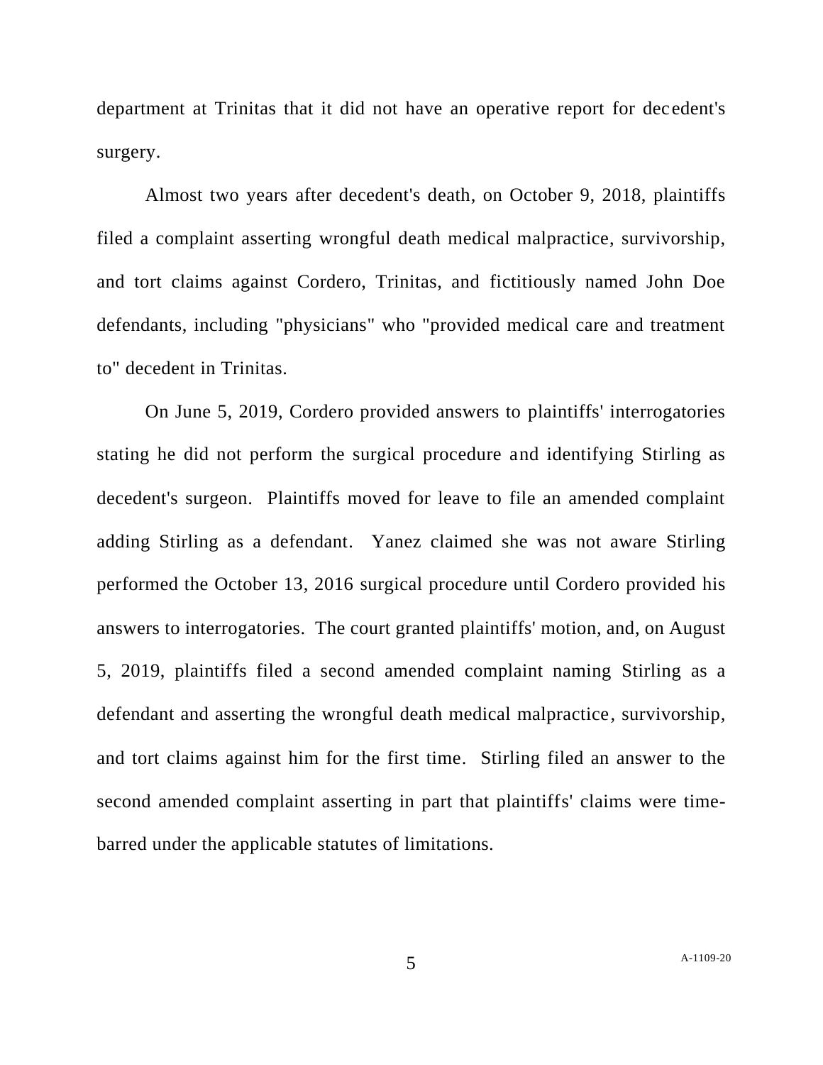department at Trinitas that it did not have an operative report for decedent's surgery.

Almost two years after decedent's death, on October 9, 2018, plaintiffs filed a complaint asserting wrongful death medical malpractice, survivorship, and tort claims against Cordero, Trinitas, and fictitiously named John Doe defendants, including "physicians" who "provided medical care and treatment to" decedent in Trinitas.

On June 5, 2019, Cordero provided answers to plaintiffs' interrogatories stating he did not perform the surgical procedure and identifying Stirling as decedent's surgeon. Plaintiffs moved for leave to file an amended complaint adding Stirling as a defendant. Yanez claimed she was not aware Stirling performed the October 13, 2016 surgical procedure until Cordero provided his answers to interrogatories. The court granted plaintiffs' motion, and, on August 5, 2019, plaintiffs filed a second amended complaint naming Stirling as a defendant and asserting the wrongful death medical malpractice, survivorship, and tort claims against him for the first time. Stirling filed an answer to the second amended complaint asserting in part that plaintiffs' claims were time-barred under the applicable statutes of limitations.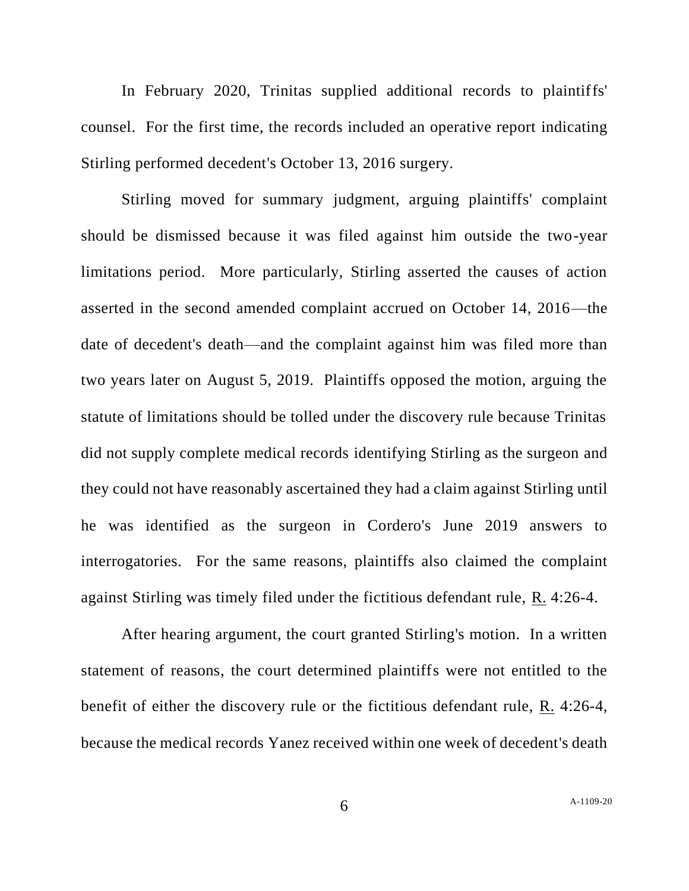In February 2020, Trinitas supplied additional records to plaintiffs' counsel. For the first time, the records included an operative report indicating Stirling performed decedent's October 13, 2016 surgery.

Stirling moved for summary judgment, arguing plaintiffs' complaint should be dismissed because it was filed against him outside the two-year limitations period. More particularly, Stirling asserted the causes of action asserted in the second amended complaint accrued on October 14, 2016—the date of decedent's death—and the complaint against him was filed more than two years later on August 5, 2019. Plaintiffs opposed the motion, arguing the statute of limitations should be tolled under the discovery rule because Trinitas did not supply complete medical records identifying Stirling as the surgeon and they could not have reasonably ascertained they had a claim against Stirling until he was identified as the surgeon in Cordero's June 2019 answers to interrogatories. For the same reasons, plaintiffs also claimed the complaint against Stirling was timely filed under the fictitious defendant rule, R. 4:26-4.

After hearing argument, the court granted Stirling's motion. In a written statement of reasons, the court determined plaintiffs were not entitled to the benefit of either the discovery rule or the fictitious defendant rule, R. 4:26-4, because the medical records Yanez received within one week of decedent's death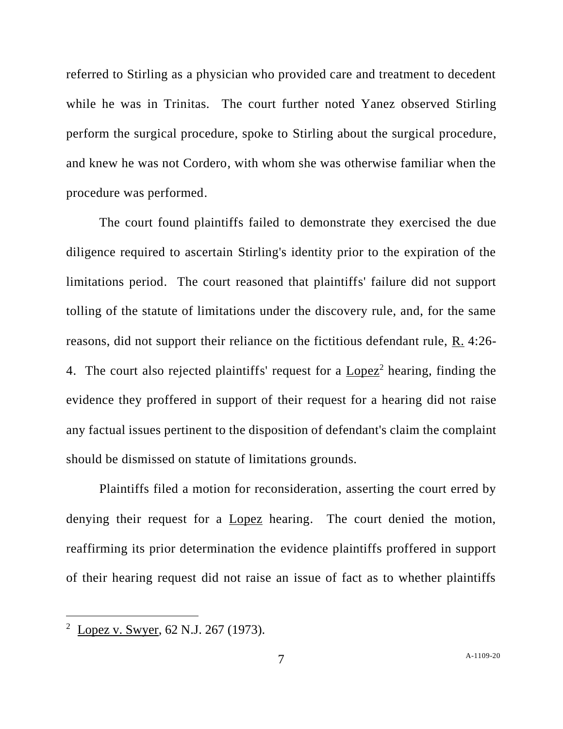referred to Stirling as a physician who provided care and treatment to decedent while he was in Trinitas. The court further noted Yanez observed Stirling perform the surgical procedure, spoke to Stirling about the surgical procedure, and knew he was not Cordero, with whom she was otherwise familiar when the procedure was performed.

The court found plaintiffs failed to demonstrate they exercised the due diligence required to ascertain Stirling's identity prior to the expiration of the limitations period. The court reasoned that plaintiffs' failure did not support tolling of the statute of limitations under the discovery rule, and, for the same reasons, did not support their reliance on the fictitious defendant rule, R. 4:26-4. The court also rejected plaintiffs' request for a Lopez[2] hearing, finding the evidence they proffered in support of their request for a hearing did not raise any factual issues pertinent to the disposition of defendant's claim the complaint should be dismissed on statute of limitations grounds.

Plaintiffs filed a motion for reconsideration, asserting the court erred by denying their request for a Lopez hearing. The court denied the motion, reaffirming its prior determination the evidence plaintiffs proffered in support of their hearing request did not raise an issue of fact as to whether plaintiffs

---

[2] Lopez v. Swyer, 62 N.J. 267 (1973).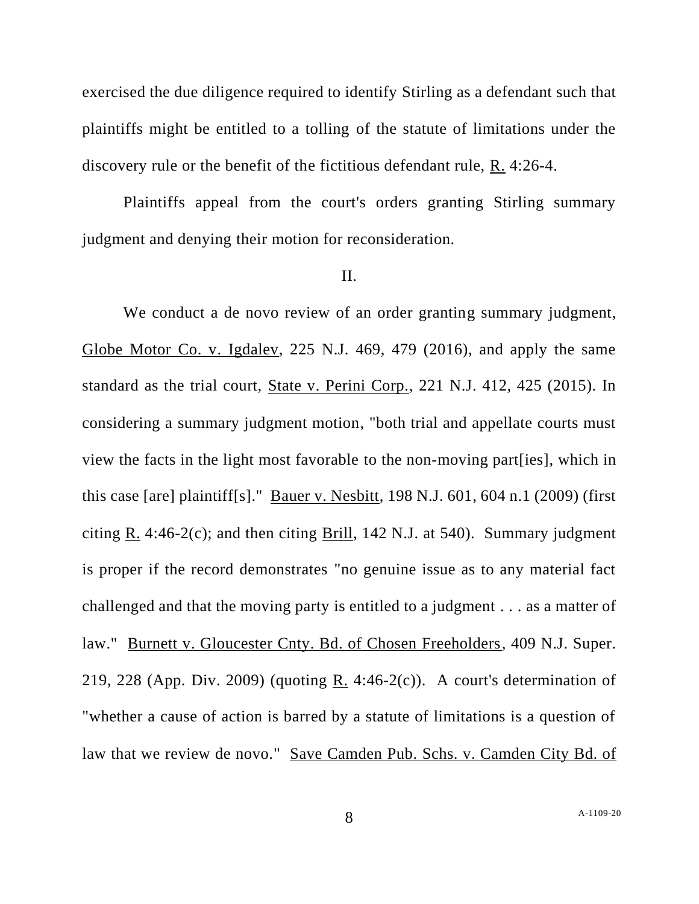exercised the due diligence required to identify Stirling as a defendant such that plaintiffs might be entitled to a tolling of the statute of limitations under the discovery rule or the benefit of the fictitious defendant rule, R. 4:26-4.

Plaintiffs appeal from the court's orders granting Stirling summary judgment and denying their motion for reconsideration.

II.

We conduct a de novo review of an order granting summary judgment, Globe Motor Co. v. Igdalev, 225 N.J. 469, 479 (2016), and apply the same standard as the trial court, State v. Perini Corp., 221 N.J. 412, 425 (2015). In considering a summary judgment motion, "both trial and appellate courts must view the facts in the light most favorable to the non-moving part[ies], which in this case [are] plaintiff[s]." Bauer v. Nesbitt, 198 N.J. 601, 604 n.1 (2009) (first citing R. 4:46-2(c); and then citing Brill, 142 N.J. at 540). Summary judgment is proper if the record demonstrates "no genuine issue as to any material fact challenged and that the moving party is entitled to a judgment . . . as a matter of law." Burnett v. Gloucester Cnty. Bd. of Chosen Freeholders, 409 N.J. Super. 219, 228 (App. Div. 2009) (quoting R. 4:46-2(c)). A court's determination of "whether a cause of action is barred by a statute of limitations is a question of law that we review de novo." Save Camden Pub. Schs. v. Camden City Bd. of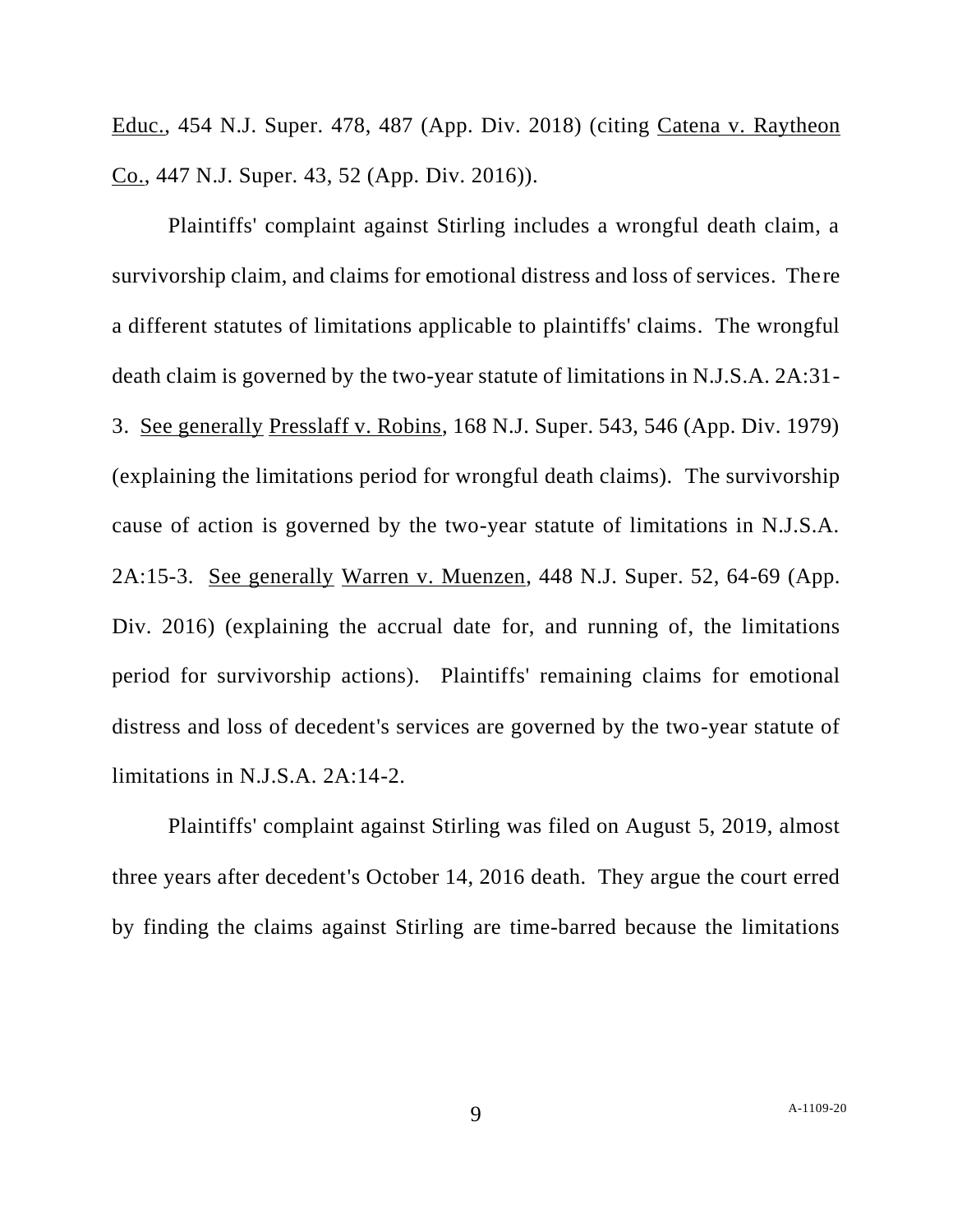Educ., 454 N.J. Super. 478, 487 (App. Div. 2018) (citing Catena v. Raytheon Co., 447 N.J. Super. 43, 52 (App. Div. 2016)).

Plaintiffs' complaint against Stirling includes a wrongful death claim, a survivorship claim, and claims for emotional distress and loss of services. There a different statutes of limitations applicable to plaintiffs' claims. The wrongful death claim is governed by the two-year statute of limitations in N.J.S.A. 2A:31-3. See generally Presslaff v. Robins, 168 N.J. Super. 543, 546 (App. Div. 1979) (explaining the limitations period for wrongful death claims). The survivorship cause of action is governed by the two-year statute of limitations in N.J.S.A. 2A:15-3. See generally Warren v. Muenzen, 448 N.J. Super. 52, 64-69 (App. Div. 2016) (explaining the accrual date for, and running of, the limitations period for survivorship actions). Plaintiffs' remaining claims for emotional distress and loss of decedent's services are governed by the two-year statute of limitations in N.J.S.A. 2A:14-2.

Plaintiffs' complaint against Stirling was filed on August 5, 2019, almost three years after decedent's October 14, 2016 death. They argue the court erred by finding the claims against Stirling are time-barred because the limitations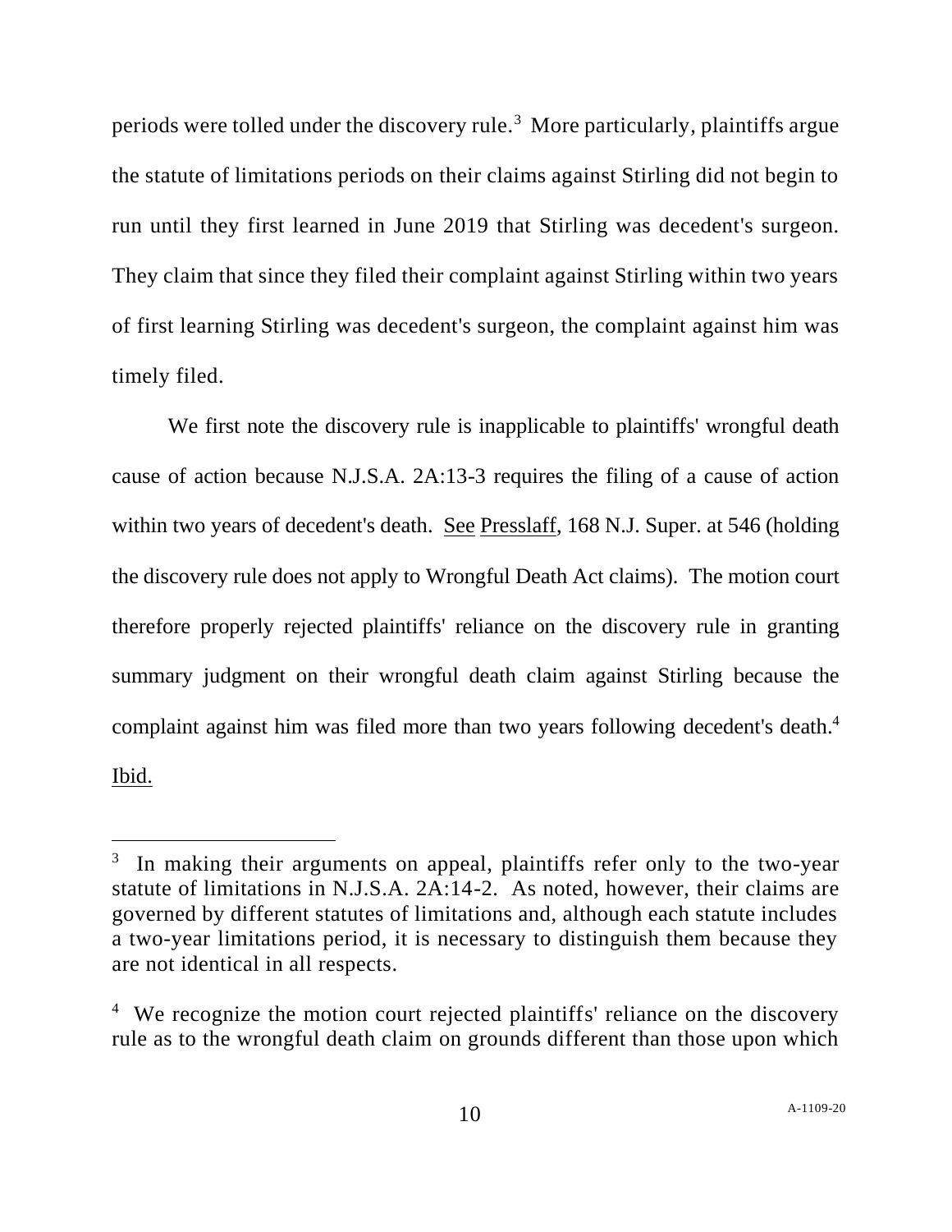periods were tolled under the discovery rule.[3] More particularly, plaintiffs argue the statute of limitations periods on their claims against Stirling did not begin to run until they first learned in June 2019 that Stirling was decedent's surgeon. They claim that since they filed their complaint against Stirling within two years of first learning Stirling was decedent's surgeon, the complaint against him was timely filed.

We first note the discovery rule is inapplicable to plaintiffs' wrongful death cause of action because N.J.S.A. 2A:13-3 requires the filing of a cause of action within two years of decedent's death. See Presslaff, 168 N.J. Super. at 546 (holding the discovery rule does not apply to Wrongful Death Act claims). The motion court therefore properly rejected plaintiffs' reliance on the discovery rule in granting summary judgment on their wrongful death claim against Stirling because the complaint against him was filed more than two years following decedent's death.[4] Ibid.

---

[3] In making their arguments on appeal, plaintiffs refer only to the two-year statute of limitations in N.J.S.A. 2A:14-2. As noted, however, their claims are governed by different statutes of limitations and, although each statute includes a two-year limitations period, it is necessary to distinguish them because they are not identical in all respects.

[4] We recognize the motion court rejected plaintiffs' reliance on the discovery rule as to the wrongful death claim on grounds different than those upon which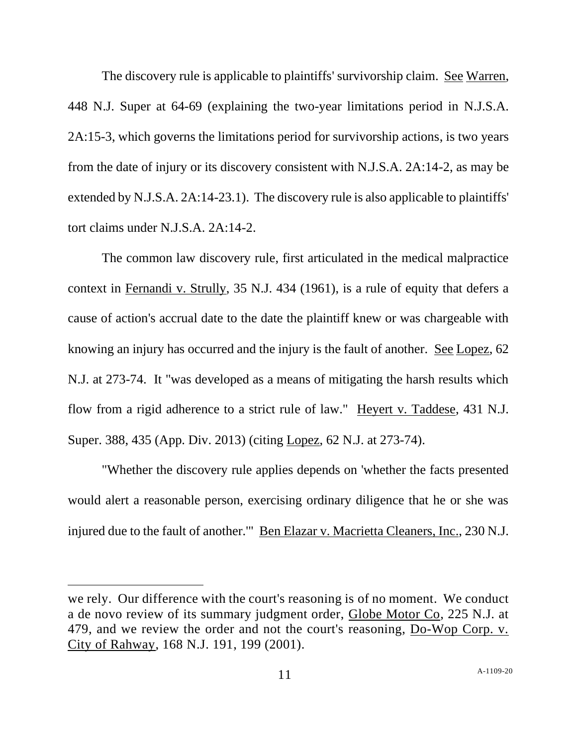The discovery rule is applicable to plaintiffs' survivorship claim. See Warren, 448 N.J. Super at 64-69 (explaining the two-year limitations period in N.J.S.A. 2A:15-3, which governs the limitations period for survivorship actions, is two years from the date of injury or its discovery consistent with N.J.S.A. 2A:14-2, as may be extended by N.J.S.A. 2A:14-23.1). The discovery rule is also applicable to plaintiffs' tort claims under N.J.S.A. 2A:14-2.

The common law discovery rule, first articulated in the medical malpractice context in Fernandi v. Strully, 35 N.J. 434 (1961), is a rule of equity that defers a cause of action's accrual date to the date the plaintiff knew or was chargeable with knowing an injury has occurred and the injury is the fault of another. See Lopez, 62 N.J. at 273-74. It "was developed as a means of mitigating the harsh results which flow from a rigid adherence to a strict rule of law." Heyert v. Taddese, 431 N.J. Super. 388, 435 (App. Div. 2013) (citing Lopez, 62 N.J. at 273-74).

"Whether the discovery rule applies depends on 'whether the facts presented would alert a reasonable person, exercising ordinary diligence that he or she was injured due to the fault of another.'" Ben Elazar v. Macrietta Cleaners, Inc., 230 N.J.

---

we rely. Our difference with the court's reasoning is of no moment. We conduct a de novo review of its summary judgment order, Globe Motor Co, 225 N.J. at 479, and we review the order and not the court's reasoning, Do-Wop Corp. v. City of Rahway, 168 N.J. 191, 199 (2001).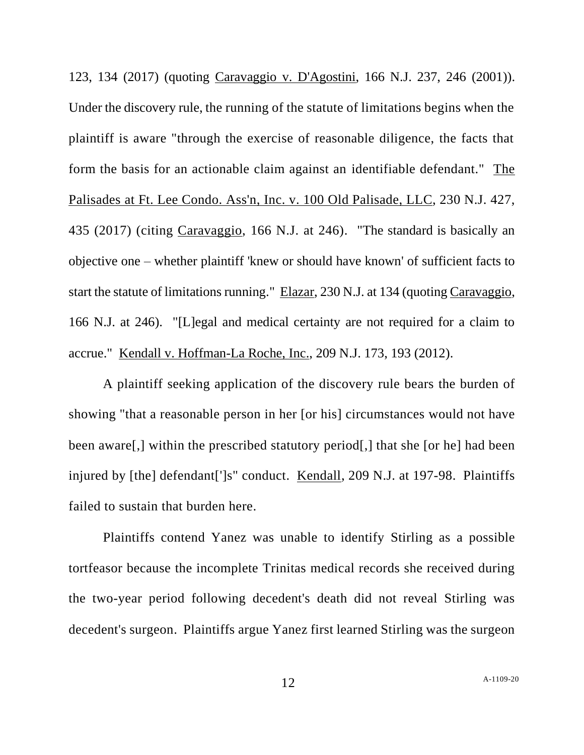123, 134 (2017) (quoting Caravaggio v. D'Agostini, 166 N.J. 237, 246 (2001)). Under the discovery rule, the running of the statute of limitations begins when the plaintiff is aware "through the exercise of reasonable diligence, the facts that form the basis for an actionable claim against an identifiable defendant." The Palisades at Ft. Lee Condo. Ass'n, Inc. v. 100 Old Palisade, LLC, 230 N.J. 427, 435 (2017) (citing Caravaggio, 166 N.J. at 246). "The standard is basically an objective one – whether plaintiff 'knew or should have known' of sufficient facts to start the statute of limitations running." Elazar, 230 N.J. at 134 (quoting Caravaggio, 166 N.J. at 246). "[L]egal and medical certainty are not required for a claim to accrue." Kendall v. Hoffman-La Roche, Inc., 209 N.J. 173, 193 (2012).

A plaintiff seeking application of the discovery rule bears the burden of showing "that a reasonable person in her [or his] circumstances would not have been aware[,] within the prescribed statutory period[,] that she [or he] had been injured by [the] defendant[']s" conduct. Kendall, 209 N.J. at 197-98. Plaintiffs failed to sustain that burden here.

Plaintiffs contend Yanez was unable to identify Stirling as a possible tortfeasor because the incomplete Trinitas medical records she received during the two-year period following decedent's death did not reveal Stirling was decedent's surgeon. Plaintiffs argue Yanez first learned Stirling was the surgeon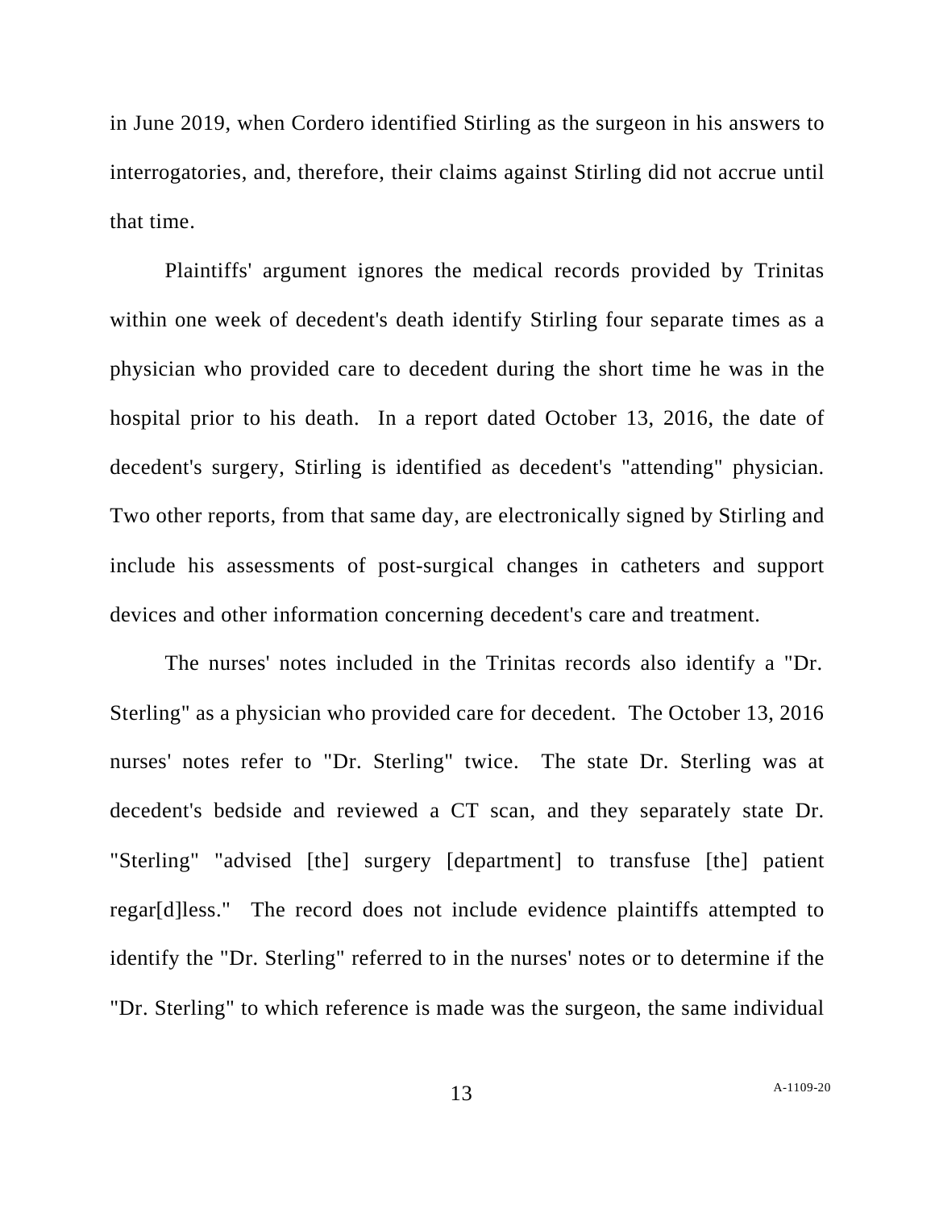in June 2019, when Cordero identified Stirling as the surgeon in his answers to interrogatories, and, therefore, their claims against Stirling did not accrue until that time.

Plaintiffs' argument ignores the medical records provided by Trinitas within one week of decedent's death identify Stirling four separate times as a physician who provided care to decedent during the short time he was in the hospital prior to his death. In a report dated October 13, 2016, the date of decedent's surgery, Stirling is identified as decedent's "attending" physician. Two other reports, from that same day, are electronically signed by Stirling and include his assessments of post-surgical changes in catheters and support devices and other information concerning decedent's care and treatment.

The nurses' notes included in the Trinitas records also identify a "Dr. Sterling" as a physician who provided care for decedent. The October 13, 2016 nurses' notes refer to "Dr. Sterling" twice. The state Dr. Sterling was at decedent's bedside and reviewed a CT scan, and they separately state Dr. "Sterling" "advised [the] surgery [department] to transfuse [the] patient regar[d]less." The record does not include evidence plaintiffs attempted to identify the "Dr. Sterling" referred to in the nurses' notes or to determine if the "Dr. Sterling" to which reference is made was the surgeon, the same individual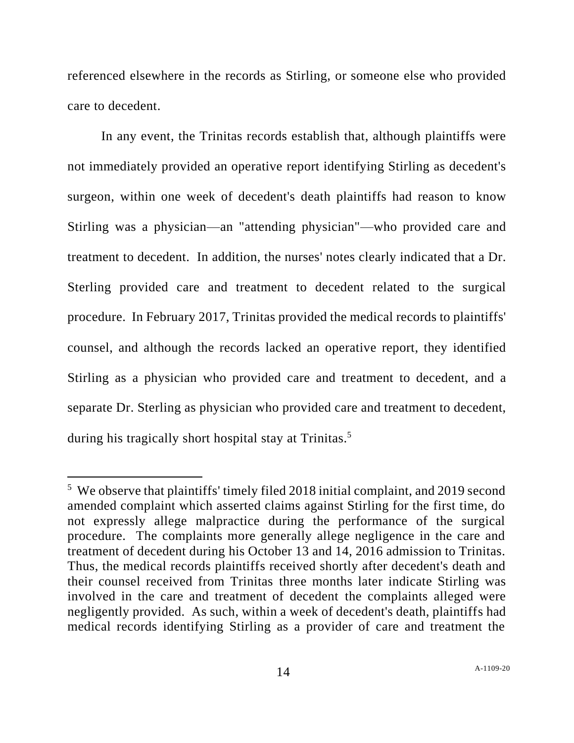referenced elsewhere in the records as Stirling, or someone else who provided care to decedent.

In any event, the Trinitas records establish that, although plaintiffs were not immediately provided an operative report identifying Stirling as decedent's surgeon, within one week of decedent's death plaintiffs had reason to know Stirling was a physician—an "attending physician"—who provided care and treatment to decedent. In addition, the nurses' notes clearly indicated that a Dr. Sterling provided care and treatment to decedent related to the surgical procedure. In February 2017, Trinitas provided the medical records to plaintiffs' counsel, and although the records lacked an operative report, they identified Stirling as a physician who provided care and treatment to decedent, and a separate Dr. Sterling as physician who provided care and treatment to decedent, during his tragically short hospital stay at Trinitas.[5]

---

[5] We observe that plaintiffs' timely filed 2018 initial complaint, and 2019 second amended complaint which asserted claims against Stirling for the first time, do not expressly allege malpractice during the performance of the surgical procedure. The complaints more generally allege negligence in the care and treatment of decedent during his October 13 and 14, 2016 admission to Trinitas. Thus, the medical records plaintiffs received shortly after decedent's death and their counsel received from Trinitas three months later indicate Stirling was involved in the care and treatment of decedent the complaints alleged were negligently provided. As such, within a week of decedent's death, plaintiffs had medical records identifying Stirling as a provider of care and treatment the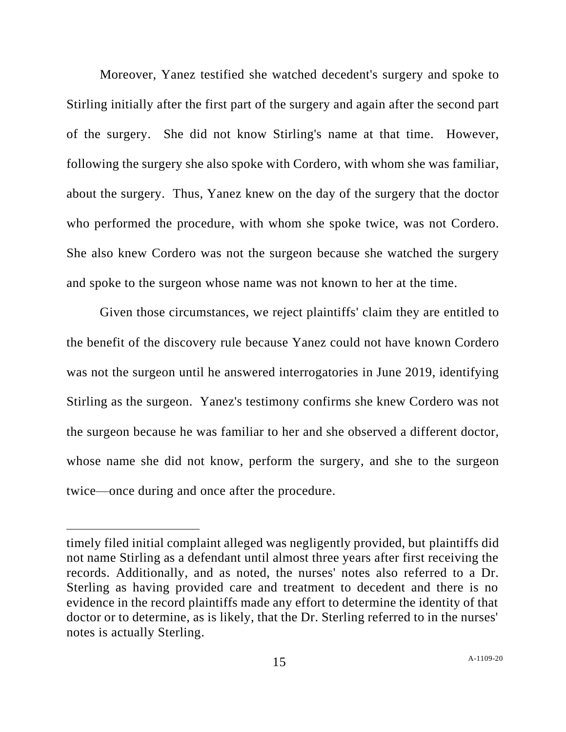Moreover, Yanez testified she watched decedent's surgery and spoke to Stirling initially after the first part of the surgery and again after the second part of the surgery. She did not know Stirling's name at that time. However, following the surgery she also spoke with Cordero, with whom she was familiar, about the surgery. Thus, Yanez knew on the day of the surgery that the doctor who performed the procedure, with whom she spoke twice, was not Cordero. She also knew Cordero was not the surgeon because she watched the surgery and spoke to the surgeon whose name was not known to her at the time.

Given those circumstances, we reject plaintiffs' claim they are entitled to the benefit of the discovery rule because Yanez could not have known Cordero was not the surgeon until he answered interrogatories in June 2019, identifying Stirling as the surgeon. Yanez's testimony confirms she knew Cordero was not the surgeon because he was familiar to her and she observed a different doctor, whose name she did not know, perform the surgery, and she to the surgeon twice—once during and once after the procedure.

---

timely filed initial complaint alleged was negligently provided, but plaintiffs did not name Stirling as a defendant until almost three years after first receiving the records. Additionally, and as noted, the nurses' notes also referred to a Dr. Sterling as having provided care and treatment to decedent and there is no evidence in the record plaintiffs made any effort to determine the identity of that doctor or to determine, as is likely, that the Dr. Sterling referred to in the nurses' notes is actually Stirling.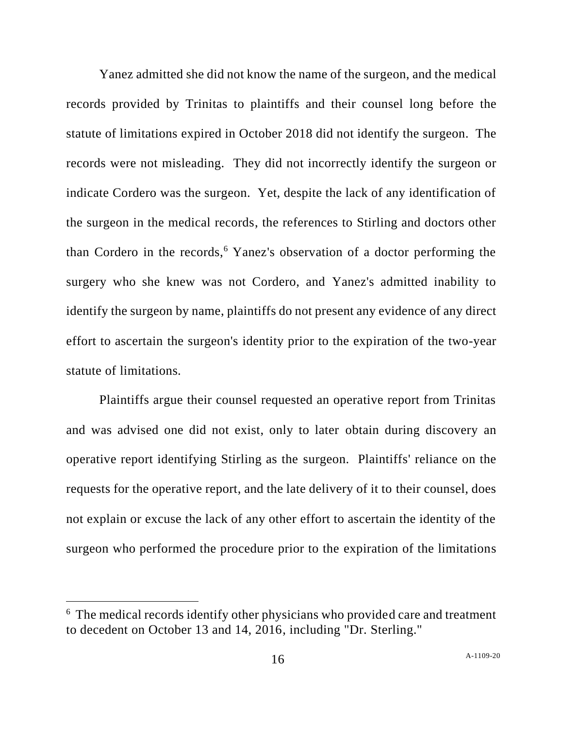Yanez admitted she did not know the name of the surgeon, and the medical records provided by Trinitas to plaintiffs and their counsel long before the statute of limitations expired in October 2018 did not identify the surgeon. The records were not misleading. They did not incorrectly identify the surgeon or indicate Cordero was the surgeon. Yet, despite the lack of any identification of the surgeon in the medical records, the references to Stirling and doctors other than Cordero in the records,[6] Yanez's observation of a doctor performing the surgery who she knew was not Cordero, and Yanez's admitted inability to identify the surgeon by name, plaintiffs do not present any evidence of any direct effort to ascertain the surgeon's identity prior to the expiration of the two-year statute of limitations.

Plaintiffs argue their counsel requested an operative report from Trinitas and was advised one did not exist, only to later obtain during discovery an operative report identifying Stirling as the surgeon. Plaintiffs' reliance on the requests for the operative report, and the late delivery of it to their counsel, does not explain or excuse the lack of any other effort to ascertain the identity of the surgeon who performed the procedure prior to the expiration of the limitations

[6] The medical records identify other physicians who provided care and treatment to decedent on October 13 and 14, 2016, including "Dr. Sterling."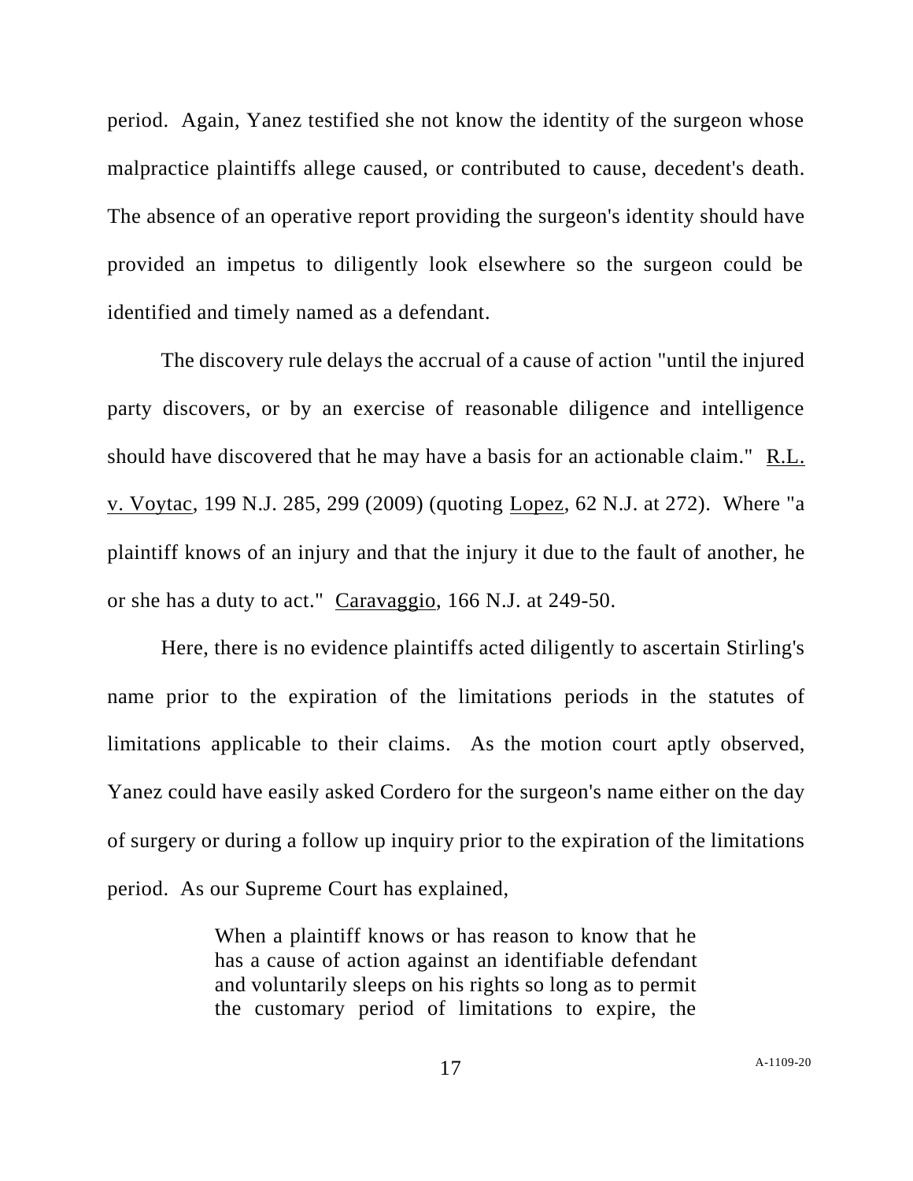period. Again, Yanez testified she not know the identity of the surgeon whose malpractice plaintiffs allege caused, or contributed to cause, decedent's death. The absence of an operative report providing the surgeon's identity should have provided an impetus to diligently look elsewhere so the surgeon could be identified and timely named as a defendant.

The discovery rule delays the accrual of a cause of action "until the injured party discovers, or by an exercise of reasonable diligence and intelligence should have discovered that he may have a basis for an actionable claim." R.L. v. Voytac, 199 N.J. 285, 299 (2009) (quoting Lopez, 62 N.J. at 272). Where "a plaintiff knows of an injury and that the injury it due to the fault of another, he or she has a duty to act." Caravaggio, 166 N.J. at 249-50.

Here, there is no evidence plaintiffs acted diligently to ascertain Stirling's name prior to the expiration of the limitations periods in the statutes of limitations applicable to their claims. As the motion court aptly observed, Yanez could have easily asked Cordero for the surgeon's name either on the day of surgery or during a follow up inquiry prior to the expiration of the limitations period. As our Supreme Court has explained,

> When a plaintiff knows or has reason to know that he has a cause of action against an identifiable defendant and voluntarily sleeps on his rights so long as to permit the customary period of limitations to expire, the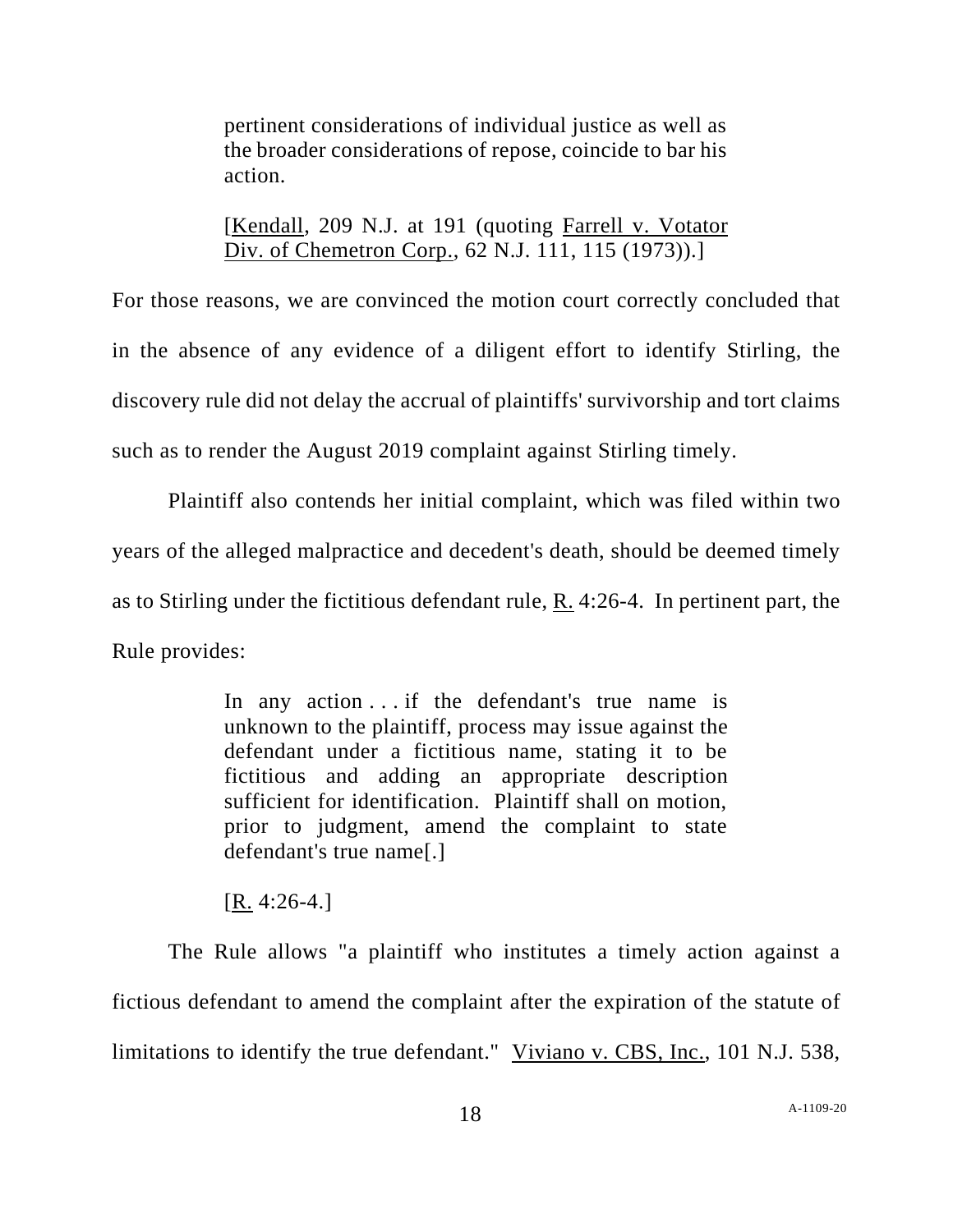> pertinent considerations of individual justice as well as the broader considerations of repose, coincide to bar his action.
>
> [Kendall, 209 N.J. at 191 (quoting Farrell v. Votator Div. of Chemetron Corp., 62 N.J. 111, 115 (1973)).]

For those reasons, we are convinced the motion court correctly concluded that in the absence of any evidence of a diligent effort to identify Stirling, the discovery rule did not delay the accrual of plaintiffs' survivorship and tort claims such as to render the August 2019 complaint against Stirling timely.

Plaintiff also contends her initial complaint, which was filed within two years of the alleged malpractice and decedent's death, should be deemed timely as to Stirling under the fictitious defendant rule, R. 4:26-4. In pertinent part, the Rule provides:

> In any action . . . if the defendant's true name is unknown to the plaintiff, process may issue against the defendant under a fictitious name, stating it to be fictitious and adding an appropriate description sufficient for identification. Plaintiff shall on motion, prior to judgment, amend the complaint to state defendant's true name[.]
>
> [R. 4:26-4.]

The Rule allows "a plaintiff who institutes a timely action against a fictious defendant to amend the complaint after the expiration of the statute of limitations to identify the true defendant." Viviano v. CBS, Inc., 101 N.J. 538,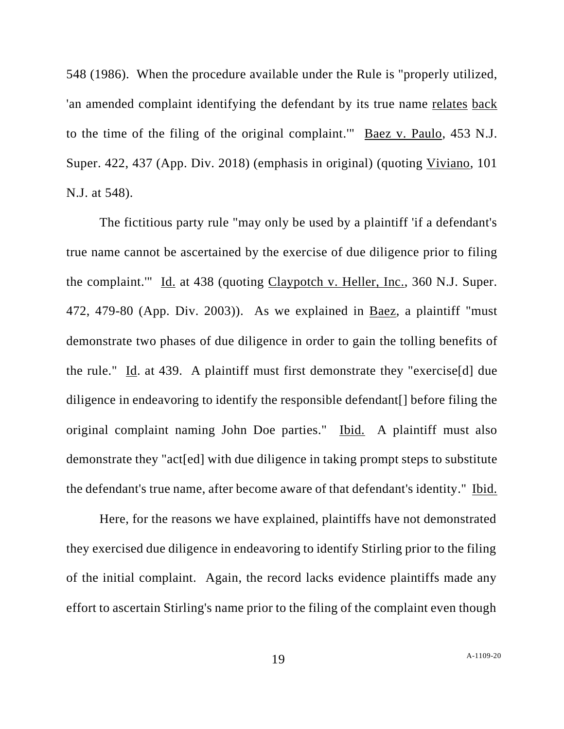548 (1986). When the procedure available under the Rule is "properly utilized, 'an amended complaint identifying the defendant by its true name <u>relates</u> <u>back</u> to the time of the filing of the original complaint.'" <u>Baez v. Paulo</u>, 453 N.J. Super. 422, 437 (App. Div. 2018) (emphasis in original) (quoting <u>Viviano</u>, 101 N.J. at 548).

The fictitious party rule "may only be used by a plaintiff 'if a defendant's true name cannot be ascertained by the exercise of due diligence prior to filing the complaint.'" <u>Id.</u> at 438 (quoting <u>Claypotch v. Heller, Inc.</u>, 360 N.J. Super. 472, 479-80 (App. Div. 2003)). As we explained in <u>Baez</u>, a plaintiff "must demonstrate two phases of due diligence in order to gain the tolling benefits of the rule." <u>Id</u>. at 439. A plaintiff must first demonstrate they "exercise[d] due diligence in endeavoring to identify the responsible defendant[] before filing the original complaint naming John Doe parties." <u>Ibid.</u> A plaintiff must also demonstrate they "act[ed] with due diligence in taking prompt steps to substitute the defendant's true name, after become aware of that defendant's identity." <u>Ibid.</u>

Here, for the reasons we have explained, plaintiffs have not demonstrated they exercised due diligence in endeavoring to identify Stirling prior to the filing of the initial complaint. Again, the record lacks evidence plaintiffs made any effort to ascertain Stirling's name prior to the filing of the complaint even though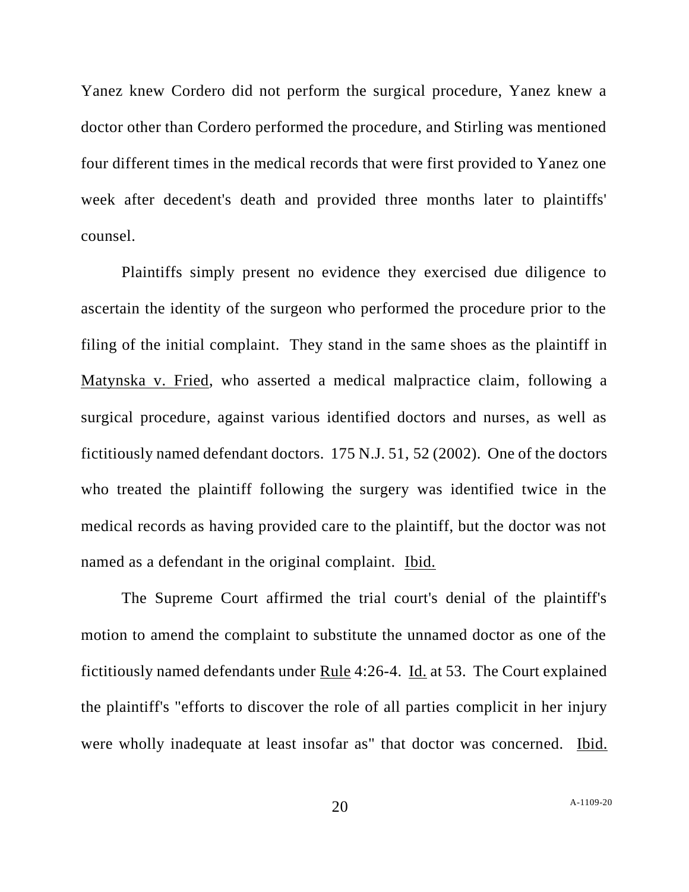Yanez knew Cordero did not perform the surgical procedure, Yanez knew a doctor other than Cordero performed the procedure, and Stirling was mentioned four different times in the medical records that were first provided to Yanez one week after decedent's death and provided three months later to plaintiffs' counsel.

Plaintiffs simply present no evidence they exercised due diligence to ascertain the identity of the surgeon who performed the procedure prior to the filing of the initial complaint. They stand in the same shoes as the plaintiff in Matynska v. Fried, who asserted a medical malpractice claim, following a surgical procedure, against various identified doctors and nurses, as well as fictitiously named defendant doctors. 175 N.J. 51, 52 (2002). One of the doctors who treated the plaintiff following the surgery was identified twice in the medical records as having provided care to the plaintiff, but the doctor was not named as a defendant in the original complaint. Ibid.

The Supreme Court affirmed the trial court's denial of the plaintiff's motion to amend the complaint to substitute the unnamed doctor as one of the fictitiously named defendants under Rule 4:26-4. Id. at 53. The Court explained the plaintiff's "efforts to discover the role of all parties complicit in her injury were wholly inadequate at least insofar as" that doctor was concerned. Ibid.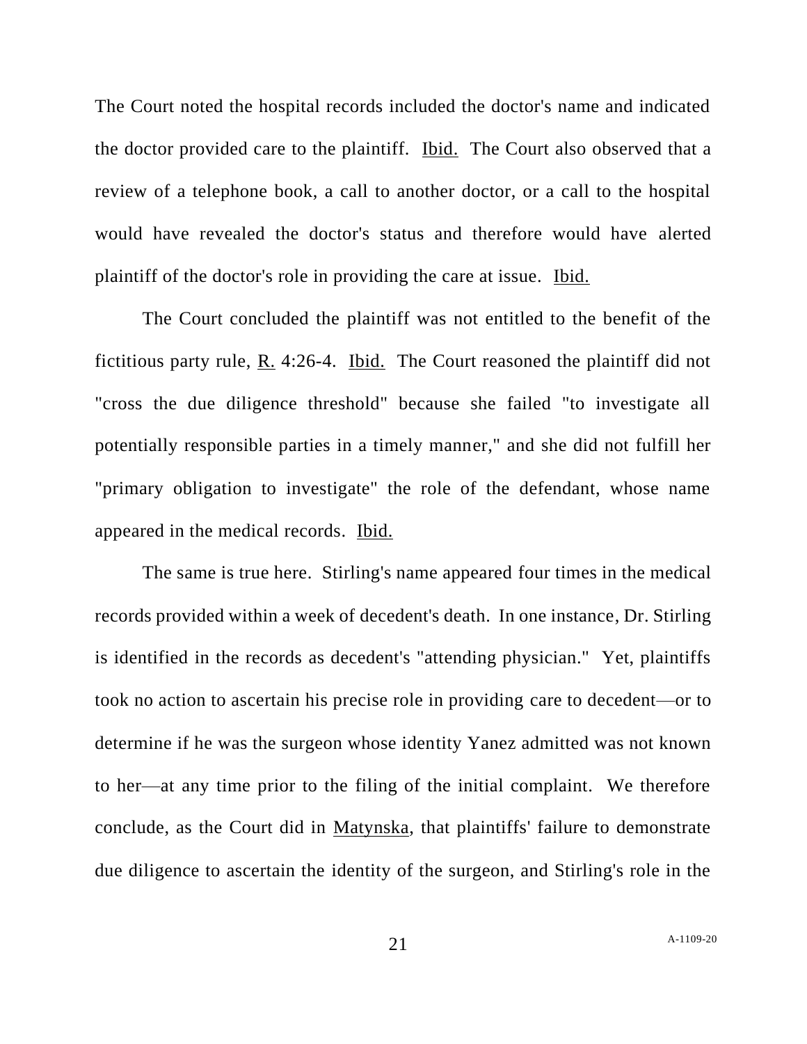The Court noted the hospital records included the doctor's name and indicated the doctor provided care to the plaintiff. Ibid. The Court also observed that a review of a telephone book, a call to another doctor, or a call to the hospital would have revealed the doctor's status and therefore would have alerted plaintiff of the doctor's role in providing the care at issue. Ibid.

The Court concluded the plaintiff was not entitled to the benefit of the fictitious party rule, R. 4:26-4. Ibid. The Court reasoned the plaintiff did not "cross the due diligence threshold" because she failed "to investigate all potentially responsible parties in a timely manner," and she did not fulfill her "primary obligation to investigate" the role of the defendant, whose name appeared in the medical records. Ibid.

The same is true here. Stirling's name appeared four times in the medical records provided within a week of decedent's death. In one instance, Dr. Stirling is identified in the records as decedent's "attending physician." Yet, plaintiffs took no action to ascertain his precise role in providing care to decedent—or to determine if he was the surgeon whose identity Yanez admitted was not known to her—at any time prior to the filing of the initial complaint. We therefore conclude, as the Court did in Matynska, that plaintiffs' failure to demonstrate due diligence to ascertain the identity of the surgeon, and Stirling's role in the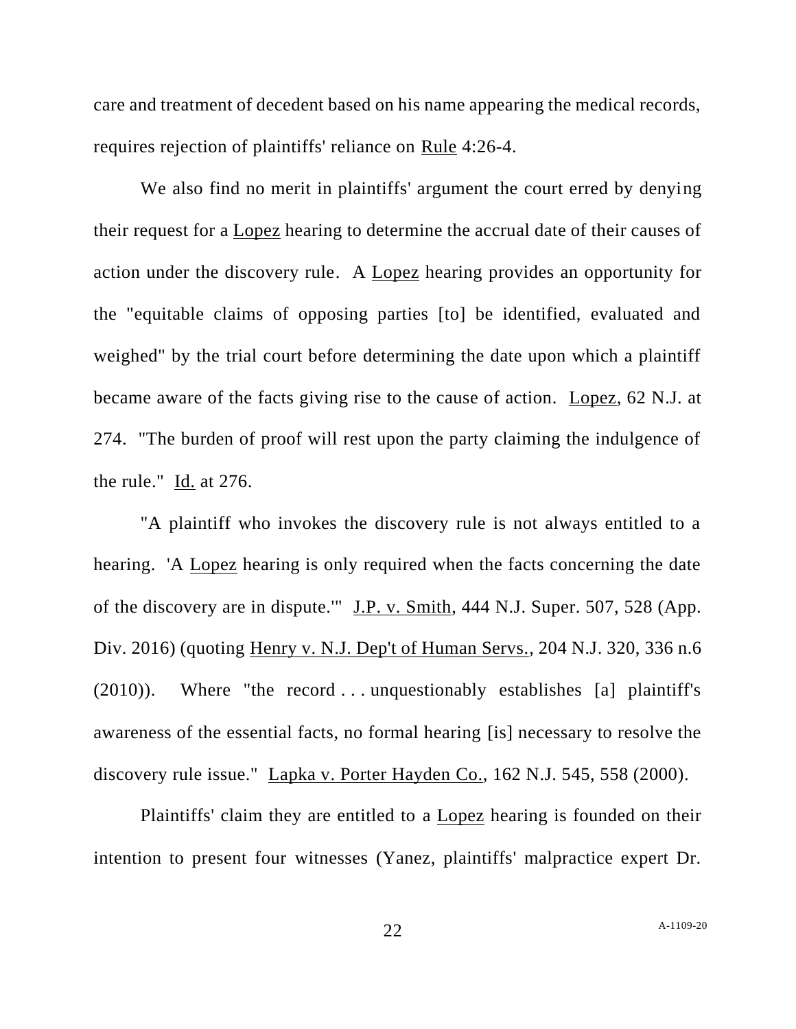care and treatment of decedent based on his name appearing the medical records, requires rejection of plaintiffs' reliance on Rule 4:26-4.

We also find no merit in plaintiffs' argument the court erred by denying their request for a Lopez hearing to determine the accrual date of their causes of action under the discovery rule. A Lopez hearing provides an opportunity for the "equitable claims of opposing parties [to] be identified, evaluated and weighed" by the trial court before determining the date upon which a plaintiff became aware of the facts giving rise to the cause of action. Lopez, 62 N.J. at 274. "The burden of proof will rest upon the party claiming the indulgence of the rule." Id. at 276.

"A plaintiff who invokes the discovery rule is not always entitled to a hearing. 'A Lopez hearing is only required when the facts concerning the date of the discovery are in dispute.'" J.P. v. Smith, 444 N.J. Super. 507, 528 (App. Div. 2016) (quoting Henry v. N.J. Dep't of Human Servs., 204 N.J. 320, 336 n.6 (2010)). Where "the record . . . unquestionably establishes [a] plaintiff's awareness of the essential facts, no formal hearing [is] necessary to resolve the discovery rule issue." Lapka v. Porter Hayden Co., 162 N.J. 545, 558 (2000).

Plaintiffs' claim they are entitled to a Lopez hearing is founded on their intention to present four witnesses (Yanez, plaintiffs' malpractice expert Dr.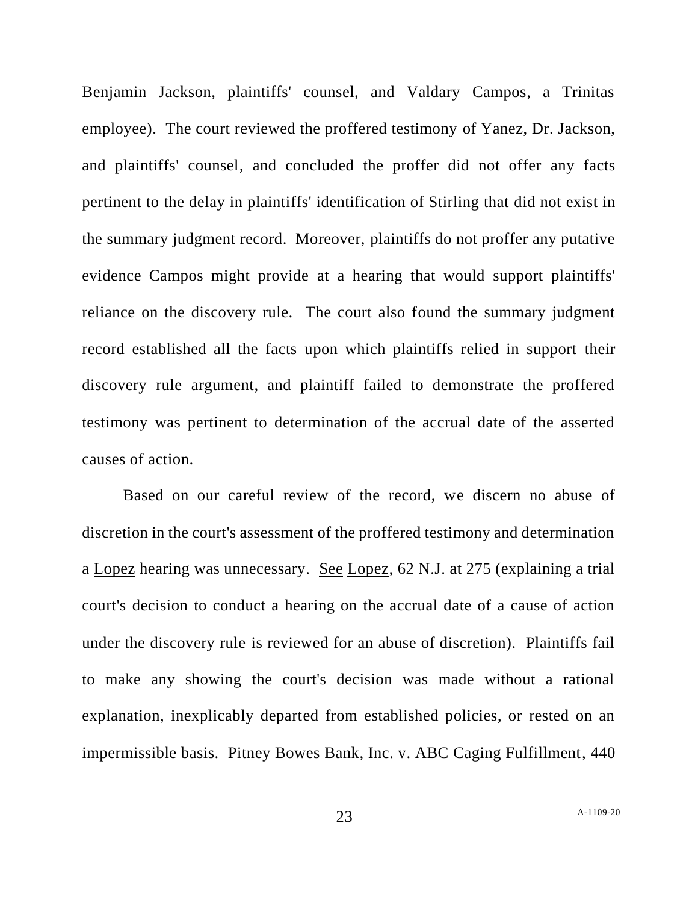Benjamin Jackson, plaintiffs' counsel, and Valdary Campos, a Trinitas employee). The court reviewed the proffered testimony of Yanez, Dr. Jackson, and plaintiffs' counsel, and concluded the proffer did not offer any facts pertinent to the delay in plaintiffs' identification of Stirling that did not exist in the summary judgment record. Moreover, plaintiffs do not proffer any putative evidence Campos might provide at a hearing that would support plaintiffs' reliance on the discovery rule. The court also found the summary judgment record established all the facts upon which plaintiffs relied in support their discovery rule argument, and plaintiff failed to demonstrate the proffered testimony was pertinent to determination of the accrual date of the asserted causes of action.

Based on our careful review of the record, we discern no abuse of discretion in the court's assessment of the proffered testimony and determination a Lopez hearing was unnecessary. See Lopez, 62 N.J. at 275 (explaining a trial court's decision to conduct a hearing on the accrual date of a cause of action under the discovery rule is reviewed for an abuse of discretion). Plaintiffs fail to make any showing the court's decision was made without a rational explanation, inexplicably departed from established policies, or rested on an impermissible basis. Pitney Bowes Bank, Inc. v. ABC Caging Fulfillment, 440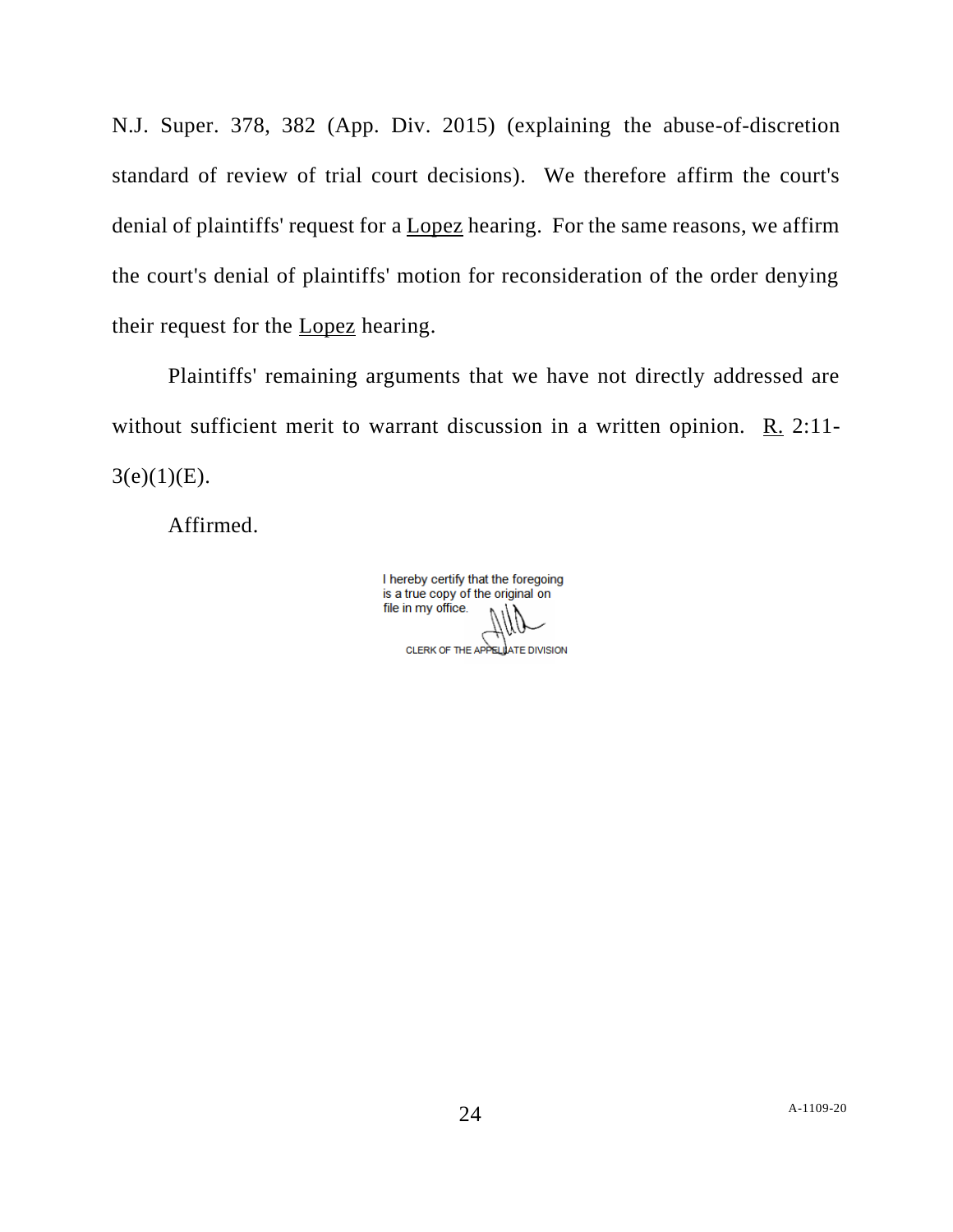N.J. Super. 378, 382 (App. Div. 2015) (explaining the abuse-of-discretion standard of review of trial court decisions). We therefore affirm the court's denial of plaintiffs' request for a Lopez hearing. For the same reasons, we affirm the court's denial of plaintiffs' motion for reconsideration of the order denying their request for the Lopez hearing.

Plaintiffs' remaining arguments that we have not directly addressed are without sufficient merit to warrant discussion in a written opinion. R. 2:11-3(e)(1)(E).

Affirmed.

I hereby certify that the foregoing is a true copy of the original on file in my office.

CLERK OF THE APPELLATE DIVISION